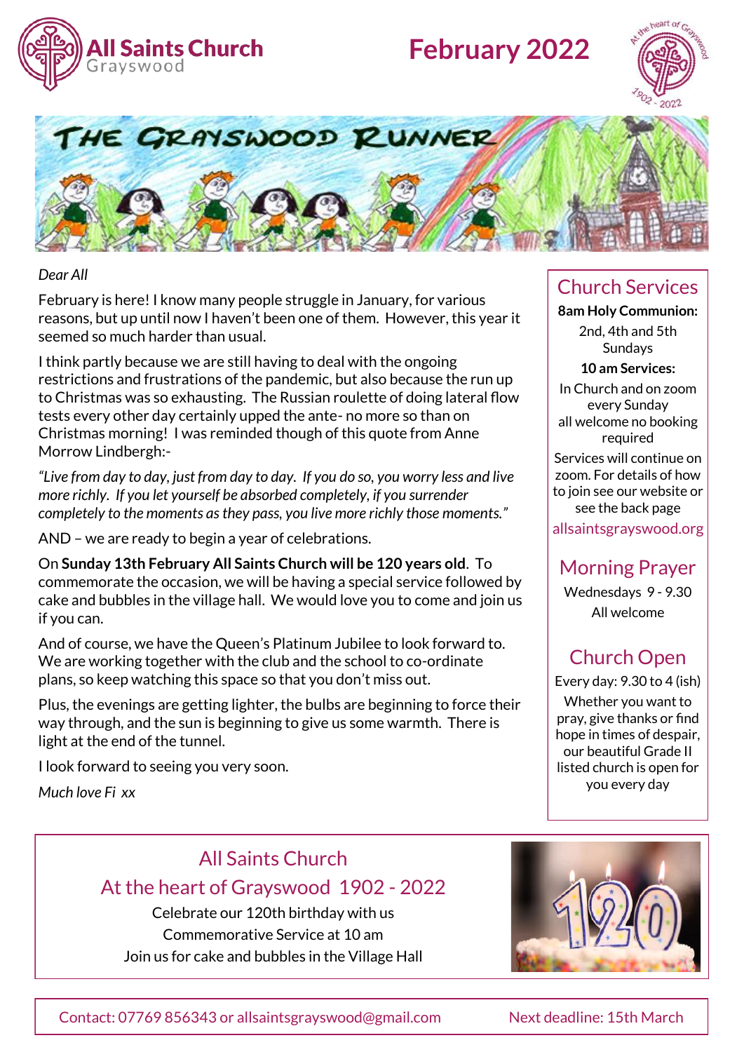# All Saints Church
Grayswood

# February 2022

## THE GRAYSWOOD RUNNER

*Dear All*

February is here! I know many people struggle in January, for various reasons, but up until now I haven't been one of them. However, this year it seemed so much harder than usual.

I think partly because we are still having to deal with the ongoing restrictions and frustrations of the pandemic, but also because the run up to Christmas was so exhausting. The Russian roulette of doing lateral flow tests every other day certainly upped the ante- no more so than on Christmas morning! I was reminded though of this quote from Anne Morrow Lindbergh:-

*"Live from day to day, just from day to day. If you do so, you worry less and live more richly. If you let yourself be absorbed completely, if you surrender completely to the moments as they pass, you live more richly those moments."*

AND – we are ready to begin a year of celebrations.

On **Sunday 13th February All Saints Church will be 120 years old**. To commemorate the occasion, we will be having a special service followed by cake and bubbles in the village hall. We would love you to come and join us if you can.

And of course, we have the Queen's Platinum Jubilee to look forward to. We are working together with the club and the school to co-ordinate plans, so keep watching this space so that you don't miss out.

Plus, the evenings are getting lighter, the bulbs are beginning to force their way through, and the sun is beginning to give us some warmth. There is light at the end of the tunnel.

I look forward to seeing you very soon.

*Much love Fi xx*

## Church Services

**8am Holy Communion:**
2nd, 4th and 5th Sundays

**10 am Services:**
In Church and on zoom every Sunday
all welcome no booking required

Services will continue on zoom. For details of how to join see our website or see the back page

allsaintsgrayswood.org

## Morning Prayer

Wednesdays 9 - 9.30
All welcome

## Church Open

Every day: 9.30 to 4 (ish)

Whether you want to pray, give thanks or find hope in times of despair, our beautiful Grade II listed church is open for you every day

## All Saints Church
## At the heart of Grayswood 1902 - 2022

Celebrate our 120th birthday with us
Commemorative Service at 10 am
Join us for cake and bubbles in the Village Hall

Contact: 07769 856343 or allsaintsgrayswood@gmail.com    Next deadline: 15th March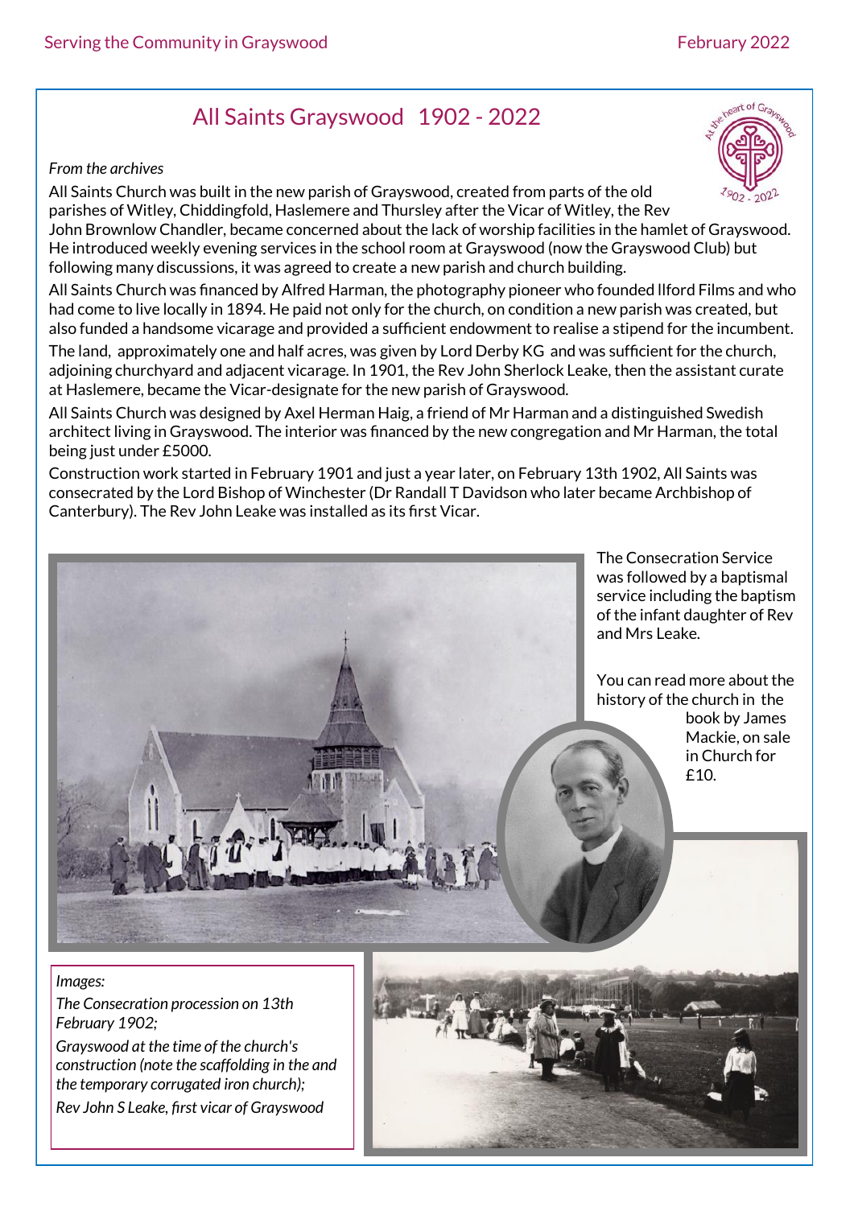# All Saints Grayswood 1902 - 2022

*From the archives*

All Saints Church was built in the new parish of Grayswood, created from parts of the old parishes of Witley, Chiddingfold, Haslemere and Thursley after the Vicar of Witley, the Rev John Brownlow Chandler, became concerned about the lack of worship facilities in the hamlet of Grayswood. He introduced weekly evening services in the school room at Grayswood (now the Grayswood Club) but following many discussions, it was agreed to create a new parish and church building.

All Saints Church was financed by Alfred Harman, the photography pioneer who founded Ilford Films and who had come to live locally in 1894. He paid not only for the church, on condition a new parish was created, but also funded a handsome vicarage and provided a sufficient endowment to realise a stipend for the incumbent.

The land, approximately one and half acres, was given by Lord Derby KG and was sufficient for the church, adjoining churchyard and adjacent vicarage. In 1901, the Rev John Sherlock Leake, then the assistant curate at Haslemere, became the Vicar-designate for the new parish of Grayswood.

All Saints Church was designed by Axel Herman Haig, a friend of Mr Harman and a distinguished Swedish architect living in Grayswood. The interior was financed by the new congregation and Mr Harman, the total being just under £5000.

Construction work started in February 1901 and just a year later, on February 13th 1902, All Saints was consecrated by the Lord Bishop of Winchester (Dr Randall T Davidson who later became Archbishop of Canterbury). The Rev John Leake was installed as its first Vicar.

The Consecration Service was followed by a baptismal service including the baptism of the infant daughter of Rev and Mrs Leake.

You can read more about the history of the church in the book by James Mackie, on sale in Church for £10.

*Images:*

*The Consecration procession on 13th February 1902;*

*Grayswood at the time of the church's construction (note the scaffolding in the and the temporary corrugated iron church);*

*Rev John S Leake, first vicar of Grayswood*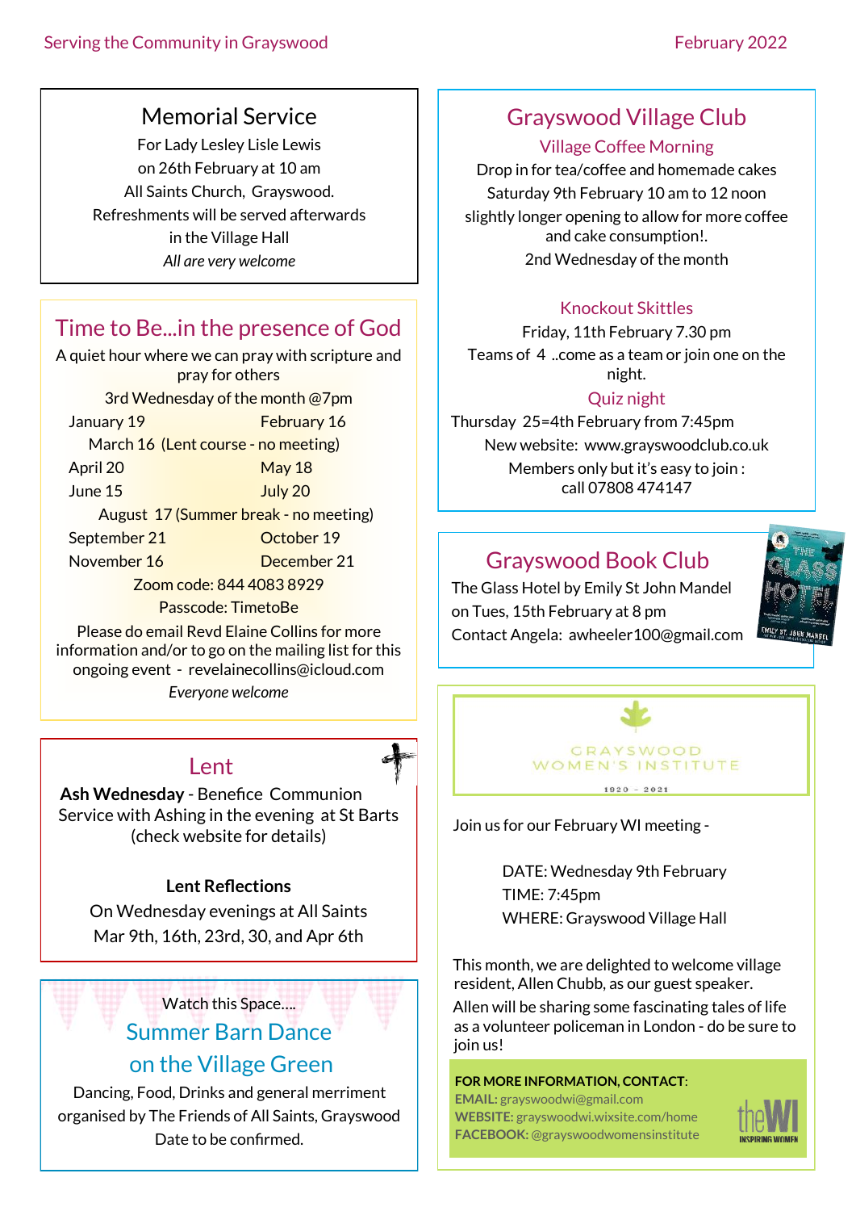## Memorial Service

For Lady Lesley Lisle Lewis
on 26th February at 10 am
All Saints Church, Grayswood.
Refreshments will be served afterwards
in the Village Hall

*All are very welcome*

## Time to Be...in the presence of God

A quiet hour where we can pray with scripture and pray for others

3rd Wednesday of the month @7pm

| | |
|---|---|
| January 19 | February 16 |
| March 16 (Lent course - no meeting) | |
| April 20 | May 18 |
| June 15 | July 20 |
| August 17 (Summer break - no meeting) | |
| September 21 | October 19 |
| November 16 | December 21 |

Zoom code: 844 4083 8929
Passcode: TimetoBe

Please do email Revd Elaine Collins for more information and/or to go on the mailing list for this ongoing event - revelainecollins@icloud.com

*Everyone welcome*

## Lent

**Ash Wednesday** - Benefice Communion Service with Ashing in the evening at St Barts (check website for details)

**Lent Reflections**

On Wednesday evenings at All Saints
Mar 9th, 16th, 23rd, 30, and Apr 6th

Watch this Space....

## Summer Barn Dance on the Village Green

Dancing, Food, Drinks and general merriment organised by The Friends of All Saints, Grayswood
Date to be confirmed.

## Grayswood Village Club

### Village Coffee Morning

Drop in for tea/coffee and homemade cakes
Saturday 9th February 10 am to 12 noon
slightly longer opening to allow for more coffee and cake consumption!.
2nd Wednesday of the month

### Knockout Skittles

Friday, 11th February 7.30 pm
Teams of 4 ..come as a team or join one on the night.

### Quiz night

Thursday 25=4th February from 7:45pm

New website: www.grayswoodclub.co.uk
Members only but it's easy to join : call 07808 474147

## Grayswood Book Club

The Glass Hotel by Emily St John Mandel
on Tues, 15th February at 8 pm
Contact Angela: awheeler100@gmail.com

GRAYSWOOD WOMEN'S INSTITUTE
1920 - 2021

Join us for our February WI meeting -

DATE: Wednesday 9th February
TIME: 7:45pm
WHERE: Grayswood Village Hall

This month, we are delighted to welcome village resident, Allen Chubb, as our guest speaker.

Allen will be sharing some fascinating tales of life as a volunteer policeman in London - do be sure to join us!

**FOR MORE INFORMATION, CONTACT**:
**EMAIL:** grayswoodwi@gmail.com
**WEBSITE:** grayswoodwi.wixsite.com/home
**FACEBOOK:** @grayswoodwomensinstitute

theWI INSPIRING WOMEN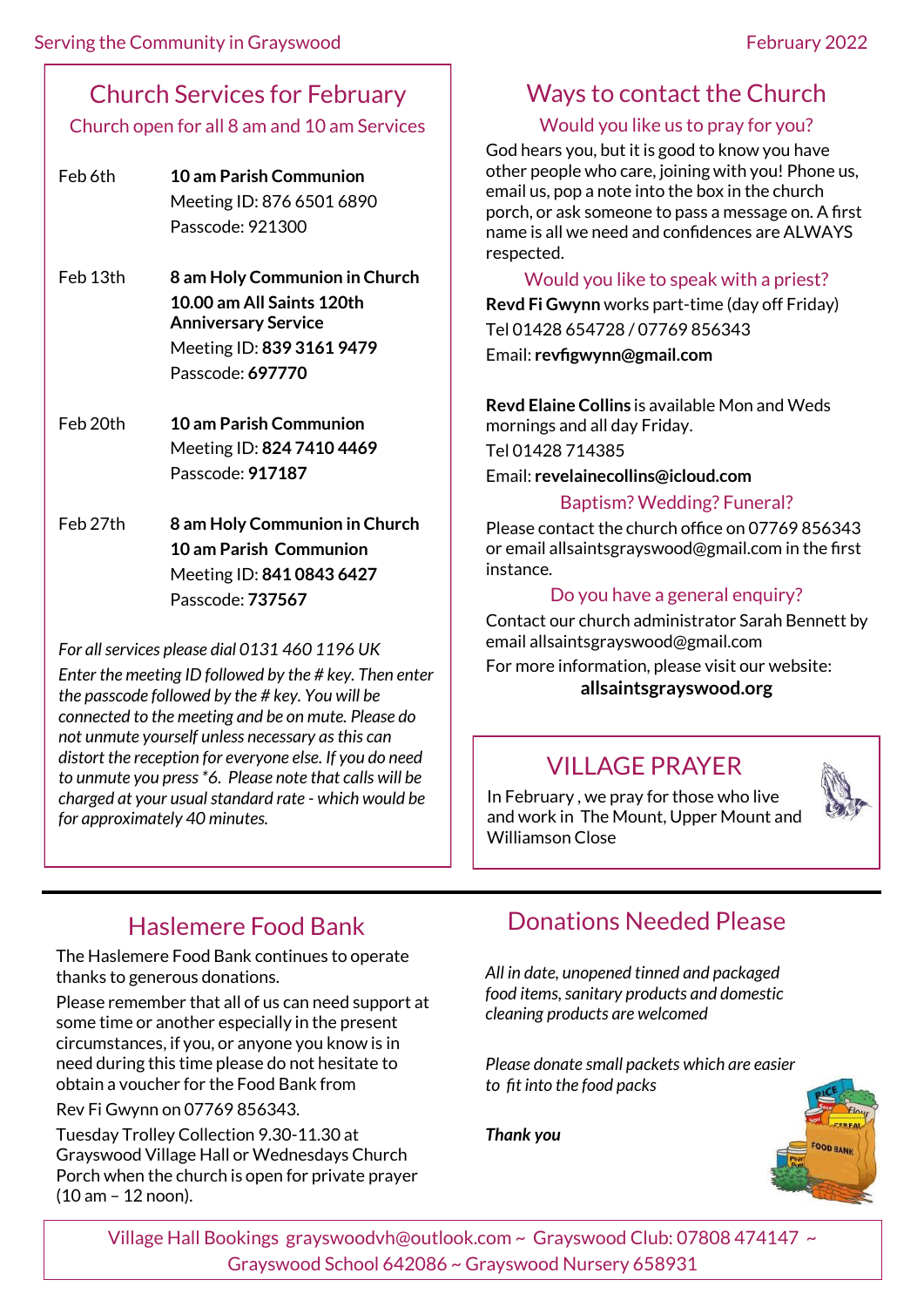## Church Services for February

Church open for all 8 am and 10 am Services

| | |
|---|---|
| Feb 6th | **10 am Parish Communion**<br>Meeting ID: 876 6501 6890<br>Passcode: 921300 |
| Feb 13th | **8 am Holy Communion in Church**<br>**10.00 am All Saints 120th Anniversary Service**<br>Meeting ID: **839 3161 9479**<br>Passcode: **697770** |
| Feb 20th | **10 am Parish Communion**<br>Meeting ID: **824 7410 4469**<br>Passcode: **917187** |
| Feb 27th | **8 am Holy Communion in Church**<br>**10 am Parish Communion**<br>Meeting ID: **841 0843 6427**<br>Passcode: **737567** |

*For all services please dial 0131 460 1196 UK*

*Enter the meeting ID followed by the # key. Then enter the passcode followed by the # key. You will be connected to the meeting and be on mute. Please do not unmute yourself unless necessary as this can distort the reception for everyone else. If you do need to unmute you press *6. Please note that calls will be charged at your usual standard rate - which would be for approximately 40 minutes.*

## Ways to contact the Church

### Would you like us to pray for you?

God hears you, but it is good to know you have other people who care, joining with you! Phone us, email us, pop a note into the box in the church porch, or ask someone to pass a message on. A first name is all we need and confidences are ALWAYS respected.

### Would you like to speak with a priest?

**Revd Fi Gwynn** works part-time (day off Friday)
Tel 01428 654728 / 07769 856343
Email: **revfigwynn@gmail.com**

**Revd Elaine Collins** is available Mon and Weds mornings and all day Friday.
Tel 01428 714385
Email: **revelainecollins@icloud.com**

### Baptism? Wedding? Funeral?

Please contact the church office on 07769 856343 or email allsaintsgrayswood@gmail.com in the first instance.

### Do you have a general enquiry?

Contact our church administrator Sarah Bennett by email allsaintsgrayswood@gmail.com

For more information, please visit our website:
**allsaintsgrayswood.org**

## VILLAGE PRAYER

In February , we pray for those who live and work in The Mount, Upper Mount and Williamson Close

## Haslemere Food Bank

The Haslemere Food Bank continues to operate thanks to generous donations.

Please remember that all of us can need support at some time or another especially in the present circumstances, if you, or anyone you know is in need during this time please do not hesitate to obtain a voucher for the Food Bank from

Rev Fi Gwynn on 07769 856343.

Tuesday Trolley Collection 9.30-11.30 at Grayswood Village Hall or Wednesdays Church Porch when the church is open for private prayer (10 am – 12 noon).

## Donations Needed Please

*All in date, unopened tinned and packaged food items, sanitary products and domestic cleaning products are welcomed*

*Please donate small packets which are easier to fit into the food packs*

***Thank you***

Village Hall Bookings grayswoodvh@outlook.com ~ Grayswood Club: 07808 474147 ~ Grayswood School 642086 ~ Grayswood Nursery 658931